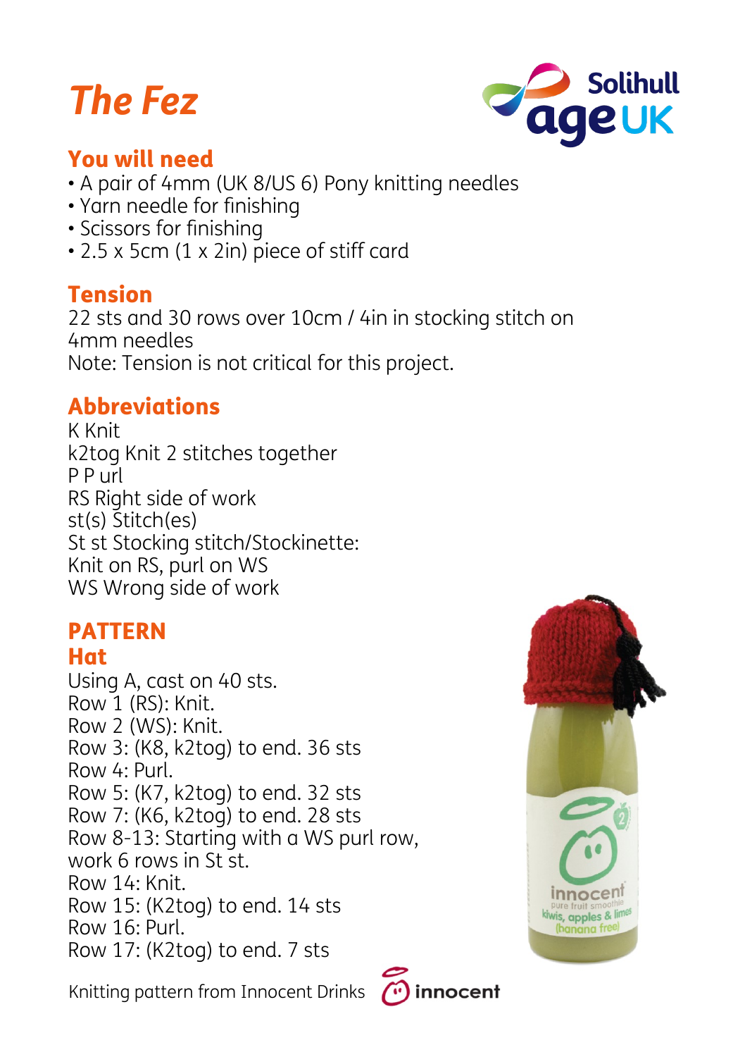# The Fez

## You will need

- A pair of 4mm (UK 8/US 6) Pony knitting needles
- Yarn needle for finishing
- Scissors for finishing
- 2.5 x 5cm (1 x 2in) piece of stiff card

## Tension

22 sts and 30 rows over 10cm / 4in in stocking stitch on 4mm needles
Note: Tension is not critical for this project.

## Abbreviations

K Knit
k2tog Knit 2 stitches together
P P url
RS Right side of work
st(s) Stitch(es)
St st Stocking stitch/Stockinette: Knit on RS, purl on WS
WS Wrong side of work

## PATTERN

### Hat

Using A, cast on 40 sts.
Row 1 (RS): Knit.
Row 2 (WS): Knit.
Row 3: (K8, k2tog) to end. 36 sts
Row 4: Purl.
Row 5: (K7, k2tog) to end. 32 sts
Row 7: (K6, k2tog) to end. 28 sts
Row 8-13: Starting with a WS purl row, work 6 rows in St st.
Row 14: Knit.
Row 15: (K2tog) to end. 14 sts
Row 16: Purl.
Row 17: (K2tog) to end. 7 sts

Knitting pattern from Innocent Drinks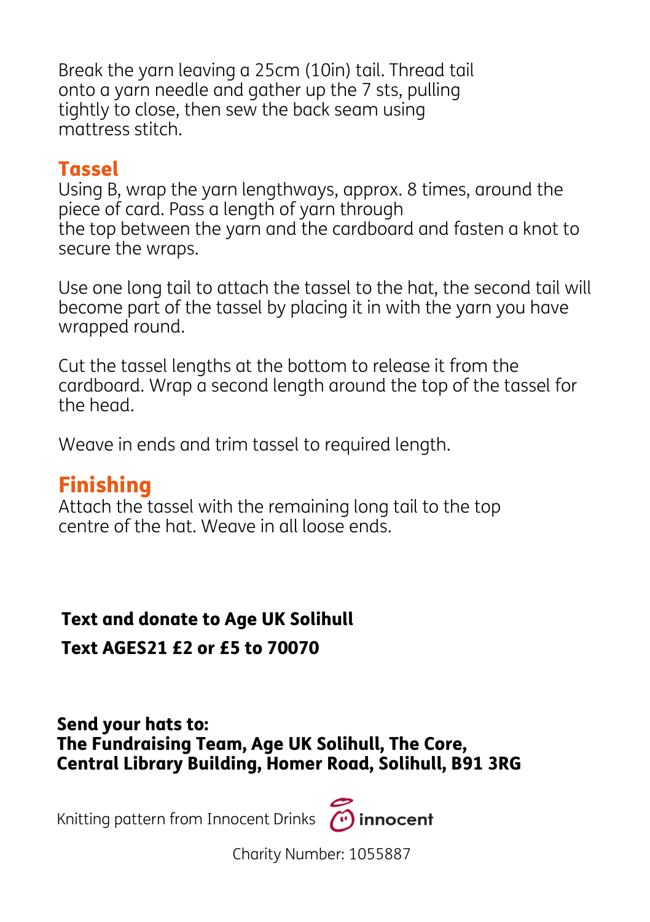Break the yarn leaving a 25cm (10in) tail. Thread tail onto a yarn needle and gather up the 7 sts, pulling tightly to close, then sew the back seam using mattress stitch.

## Tassel

Using B, wrap the yarn lengthways, approx. 8 times, around the piece of card. Pass a length of yarn through the top between the yarn and the cardboard and fasten a knot to secure the wraps.

Use one long tail to attach the tassel to the hat, the second tail will become part of the tassel by placing it in with the yarn you have wrapped round.

Cut the tassel lengths at the bottom to release it from the cardboard. Wrap a second length around the top of the tassel for the head.

Weave in ends and trim tassel to required length.

## Finishing

Attach the tassel with the remaining long tail to the top centre of the hat. Weave in all loose ends.

**Text and donate to Age UK Solihull**

**Text AGES21 £2 or £5 to 70070**

**Send your hats to:**
**The Fundraising Team, Age UK Solihull, The Core, Central Library Building, Homer Road, Solihull, B91 3RG**

Knitting pattern from Innocent Drinks innocent

Charity Number: 1055887